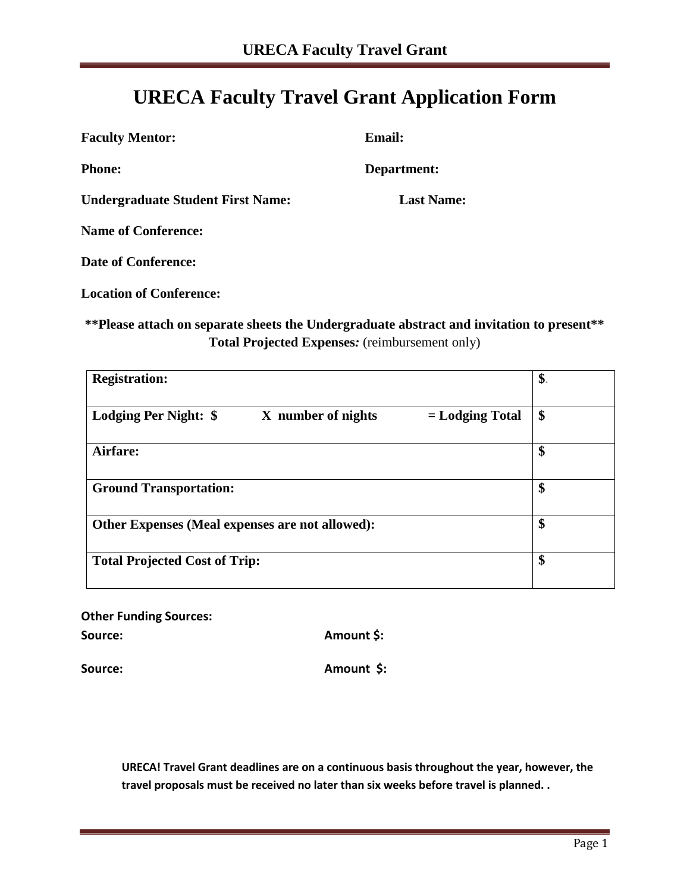# URECA Faculty Travel Grant Application Form

**Faculty Mentor:** **Email:**

**Phone:** **Department:**

**Undergraduate Student First Name:** **Last Name:**

**Name of Conference:**

**Date of Conference:**

**Location of Conference:**

**\*\*Please attach on separate sheets the Undergraduate abstract and invitation to present\*\***

**Total Projected Expenses:** (reimbursement only)

| | |
|---|---|
| **Registration:** | **$**. |
| **Lodging Per Night: $ X number of nights = Lodging Total** | **$** |
| **Airfare:** | **$** |
| **Ground Transportation:** | **$** |
| **Other Expenses (Meal expenses are not allowed):** | **$** |
| **Total Projected Cost of Trip:** | **$** |

**Other Funding Sources:**

**Source:** **Amount $:**

**Source:** **Amount $:**

**URECA! Travel Grant deadlines are on a continuous basis throughout the year, however, the travel proposals must be received no later than six weeks before travel is planned. .**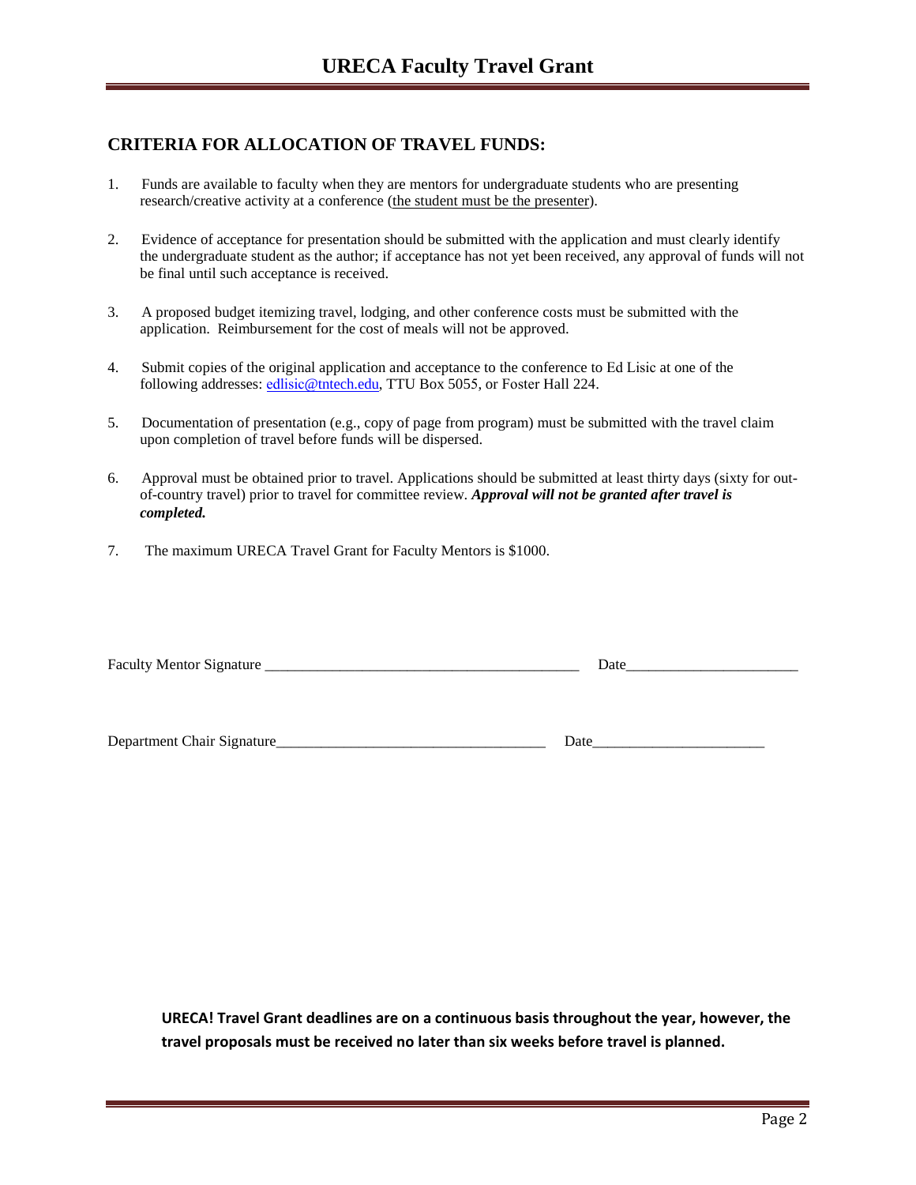# URECA Faculty Travel Grant

## CRITERIA FOR ALLOCATION OF TRAVEL FUNDS:

1. Funds are available to faculty when they are mentors for undergraduate students who are presenting research/creative activity at a conference (<u>the student must be the presenter</u>).

2. Evidence of acceptance for presentation should be submitted with the application and must clearly identify the undergraduate student as the author; if acceptance has not yet been received, any approval of funds will not be final until such acceptance is received.

3. A proposed budget itemizing travel, lodging, and other conference costs must be submitted with the application. Reimbursement for the cost of meals will not be approved.

4. Submit copies of the original application and acceptance to the conference to Ed Lisic at one of the following addresses: edlisic@tntech.edu, TTU Box 5055, or Foster Hall 224.

5. Documentation of presentation (e.g., copy of page from program) must be submitted with the travel claim upon completion of travel before funds will be dispersed.

6. Approval must be obtained prior to travel. Applications should be submitted at least thirty days (sixty for out-of-country travel) prior to travel for committee review. ***Approval will not be granted after travel is completed.***

7. The maximum URECA Travel Grant for Faculty Mentors is $1000.

Faculty Mentor Signature ___________________________________________ Date________________________

Department Chair Signature_____________________________________ Date________________________

**URECA! Travel Grant deadlines are on a continuous basis throughout the year, however, the travel proposals must be received no later than six weeks before travel is planned.**